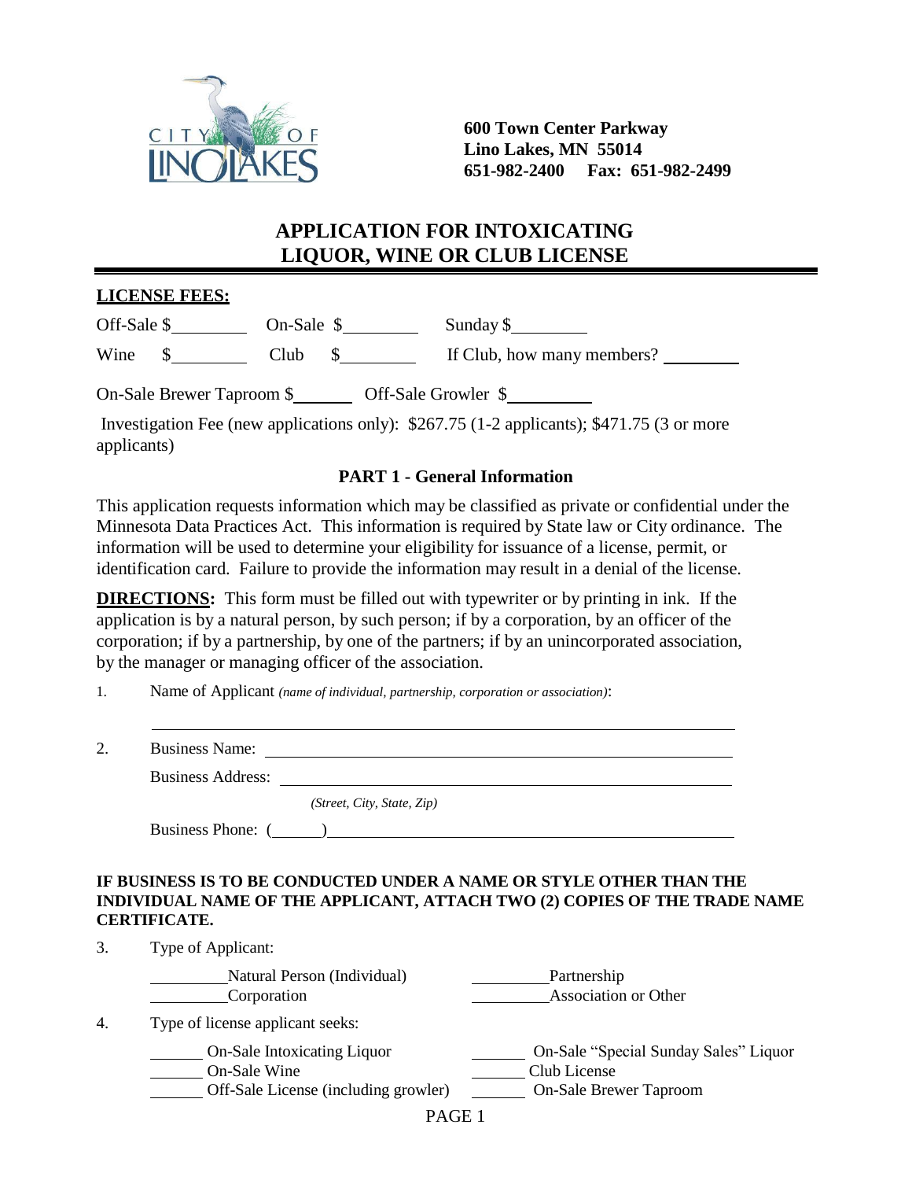CITY OF LINO LAKES

**600 Town Center Parkway**
**Lino Lakes, MN 55014**
**651-982-2400 Fax: 651-982-2499**

# APPLICATION FOR INTOXICATING LIQUOR, WINE OR CLUB LICENSE

**LICENSE FEES:**

Off-Sale $________ On-Sale $________ Sunday $________

Wine $________ Club $________ If Club, how many members? ________

On-Sale Brewer Taproom $________ Off-Sale Growler $________

Investigation Fee (new applications only): $267.75 (1-2 applicants); $471.75 (3 or more applicants)

## PART 1 - General Information

This application requests information which may be classified as private or confidential under the Minnesota Data Practices Act. This information is required by State law or City ordinance. The information will be used to determine your eligibility for issuance of a license, permit, or identification card. Failure to provide the information may result in a denial of the license.

**DIRECTIONS:** This form must be filled out with typewriter or by printing in ink. If the application is by a natural person, by such person; if by a corporation, by an officer of the corporation; if by a partnership, by one of the partners; if by an unincorporated association, by the manager or managing officer of the association.

1. Name of Applicant *(name of individual, partnership, corporation or association)*:

   ____________________________________________

2. Business Name: ____________________________________________

   Business Address: ____________________________________________
   *(Street, City, State, Zip)*

   Business Phone: (______) ____________________________________________

**IF BUSINESS IS TO BE CONDUCTED UNDER A NAME OR STYLE OTHER THAN THE INDIVIDUAL NAME OF THE APPLICANT, ATTACH TWO (2) COPIES OF THE TRADE NAME CERTIFICATE.**

3. Type of Applicant:

   ________ Natural Person (Individual) ________ Partnership
   ________ Corporation ________ Association or Other

4. Type of license applicant seeks:

   ______ On-Sale Intoxicating Liquor ______ On-Sale "Special Sunday Sales" Liquor
   ______ On-Sale Wine ______ Club License
   ______ Off-Sale License (including growler) ______ On-Sale Brewer Taproom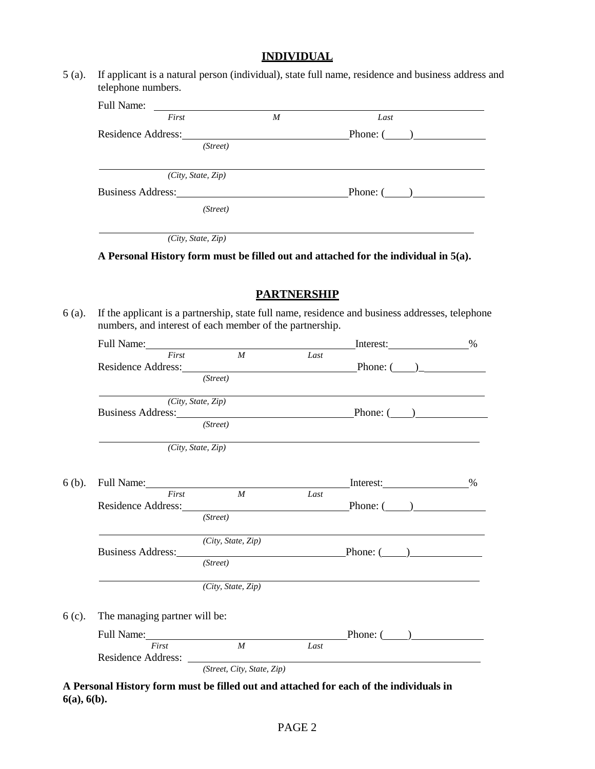## INDIVIDUAL

5 (a). If applicant is a natural person (individual), state full name, residence and business address and telephone numbers.

Full Name: ______________________________________________
*First* *M* *Last*

Residence Address: ______________________________ Phone: (____) ____________
*(Street)*

______________________________________________
*(City, State, Zip)*

Business Address: ______________________________ Phone: (____) ____________
*(Street)*

______________________________________________
*(City, State, Zip)*

**A Personal History form must be filled out and attached for the individual in 5(a).**

## PARTNERSHIP

6 (a). If the applicant is a partnership, state full name, residence and business addresses, telephone numbers, and interest of each member of the partnership.

Full Name: ______________________________ Interest: ______________%
*First* *M* *Last*

Residence Address: ______________________________ Phone: (____) ____________
*(Street)*

______________________________________________
*(City, State, Zip)*

Business Address: ______________________________ Phone: (____) ____________
*(Street)*

______________________________________________
*(City, State, Zip)*

6 (b). Full Name: ______________________________ Interest: ______________%
*First* *M* *Last*

Residence Address: ______________________________ Phone: (____) ____________
*(Street)*

______________________________________________
*(City, State, Zip)*

Business Address: ______________________________ Phone: (____) ____________
*(Street)*

______________________________________________
*(City, State, Zip)*

6 (c). The managing partner will be:

Full Name: ______________________________ Phone: (____) ____________
*First* *M* *Last*

Residence Address: ______________________________________________
*(Street, City, State, Zip)*

**A Personal History form must be filled out and attached for each of the individuals in 6(a), 6(b).**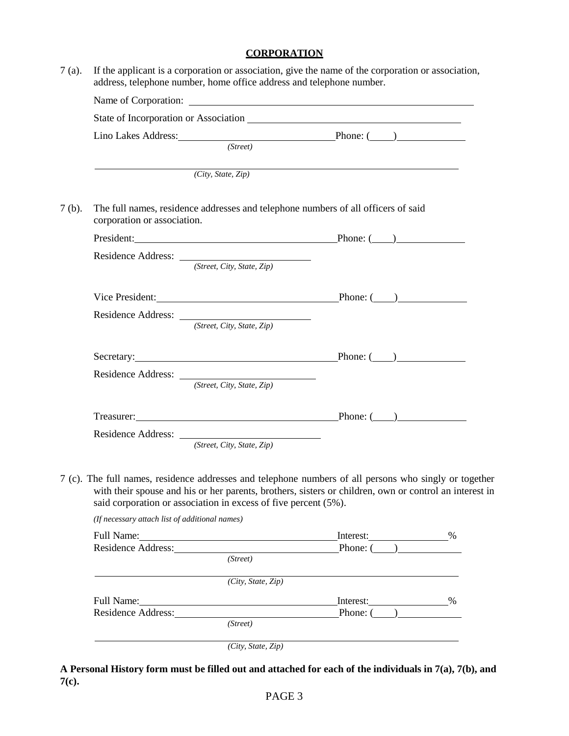## CORPORATION

7 (a). If the applicant is a corporation or association, give the name of the corporation or association, address, telephone number, home office address and telephone number.

Name of Corporation: ______________________________

State of Incorporation or Association ______________________________

Lino Lakes Address: ______________________________ Phone: (____) ______________
*(Street)*

______________________________
*(City, State, Zip)*

7 (b). The full names, residence addresses and telephone numbers of all officers of said corporation or association.

President: ______________________________ Phone: (____) ______________

Residence Address: ______________________________
*(Street, City, State, Zip)*

Vice President: ______________________________ Phone: (____) ______________

Residence Address: ______________________________
*(Street, City, State, Zip)*

Secretary: ______________________________ Phone: (____) ______________

Residence Address: ______________________________
*(Street, City, State, Zip)*

Treasurer: ______________________________ Phone: (____) ______________

Residence Address: ______________________________
*(Street, City, State, Zip)*

7 (c). The full names, residence addresses and telephone numbers of all persons who singly or together with their spouse and his or her parents, brothers, sisters or children, own or control an interest in said corporation or association in excess of five percent (5%).

*(If necessary attach list of additional names)*

Full Name: ______________________________ Interest: ______________ %
Residence Address: ______________________________ Phone: (____) ______________
*(Street)*

______________________________
*(City, State, Zip)*

Full Name: ______________________________ Interest: ______________ %
Residence Address: ______________________________ Phone: (____) ______________
*(Street)*

______________________________
*(City, State, Zip)*

**A Personal History form must be filled out and attached for each of the individuals in 7(a), 7(b), and 7(c).**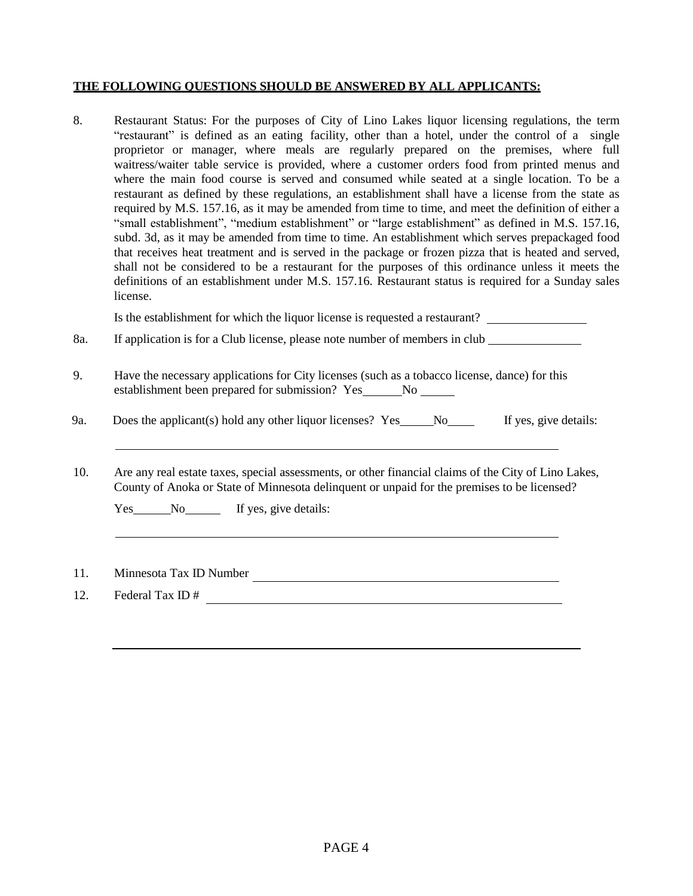**THE FOLLOWING QUESTIONS SHOULD BE ANSWERED BY ALL APPLICANTS:**

8. Restaurant Status: For the purposes of City of Lino Lakes liquor licensing regulations, the term "restaurant" is defined as an eating facility, other than a hotel, under the control of a single proprietor or manager, where meals are regularly prepared on the premises, where full waitress/waiter table service is provided, where a customer orders food from printed menus and where the main food course is served and consumed while seated at a single location. To be a restaurant as defined by these regulations, an establishment shall have a license from the state as required by M.S. 157.16, as it may be amended from time to time, and meet the definition of either a "small establishment", "medium establishment" or "large establishment" as defined in M.S. 157.16, subd. 3d, as it may be amended from time to time. An establishment which serves prepackaged food that receives heat treatment and is served in the package or frozen pizza that is heated and served, shall not be considered to be a restaurant for the purposes of this ordinance unless it meets the definitions of an establishment under M.S. 157.16. Restaurant status is required for a Sunday sales license.

   Is the establishment for which the liquor license is requested a restaurant? ________________

8a. If application is for a Club license, please note number of members in club _______________

9. Have the necessary applications for City licenses (such as a tobacco license, dance) for this establishment been prepared for submission? Yes______ No _____

9a. Does the applicant(s) hold any other liquor licenses? Yes_____ No____ If yes, give details:

   ____________________________________________________________________________

10. Are any real estate taxes, special assessments, or other financial claims of the City of Lino Lakes, County of Anoka or State of Minnesota delinquent or unpaid for the premises to be licensed?

   Yes______ No______ If yes, give details:

   ____________________________________________________________________________

11. Minnesota Tax ID Number ____________________________________________________

12. Federal Tax ID # __________________________________________________________

____________________________________________________________________________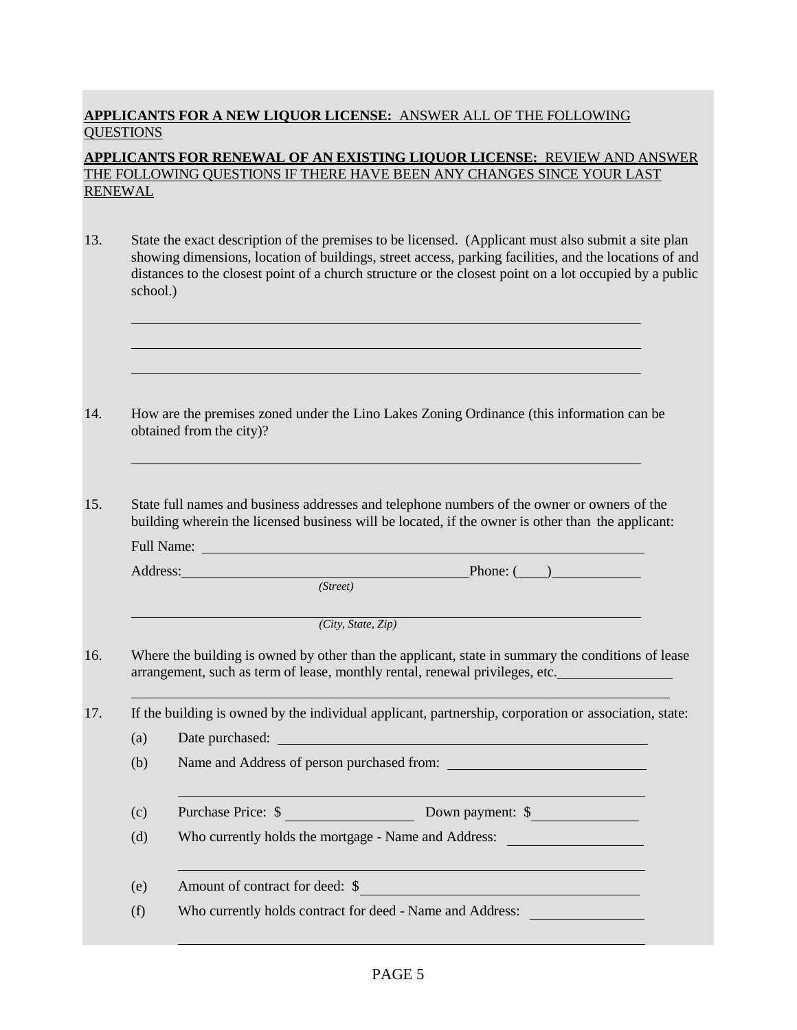**APPLICANTS FOR A NEW LIQUOR LICENSE:** ANSWER ALL OF THE FOLLOWING QUESTIONS

**APPLICANTS FOR RENEWAL OF AN EXISTING LIQUOR LICENSE:** REVIEW AND ANSWER THE FOLLOWING QUESTIONS IF THERE HAVE BEEN ANY CHANGES SINCE YOUR LAST RENEWAL

13. State the exact description of the premises to be licensed. (Applicant must also submit a site plan showing dimensions, location of buildings, street access, parking facilities, and the locations of and distances to the closest point of a church structure or the closest point on a lot occupied by a public school.)

    \_\_\_\_\_\_\_\_\_\_\_\_\_\_\_\_\_\_\_\_\_\_\_\_\_\_\_\_\_\_\_\_\_\_\_\_\_\_\_\_\_\_\_\_\_\_\_\_\_\_\_\_\_\_\_\_\_\_\_\_

    \_\_\_\_\_\_\_\_\_\_\_\_\_\_\_\_\_\_\_\_\_\_\_\_\_\_\_\_\_\_\_\_\_\_\_\_\_\_\_\_\_\_\_\_\_\_\_\_\_\_\_\_\_\_\_\_\_\_\_\_

    \_\_\_\_\_\_\_\_\_\_\_\_\_\_\_\_\_\_\_\_\_\_\_\_\_\_\_\_\_\_\_\_\_\_\_\_\_\_\_\_\_\_\_\_\_\_\_\_\_\_\_\_\_\_\_\_\_\_\_\_

14. How are the premises zoned under the Lino Lakes Zoning Ordinance (this information can be obtained from the city)?

    \_\_\_\_\_\_\_\_\_\_\_\_\_\_\_\_\_\_\_\_\_\_\_\_\_\_\_\_\_\_\_\_\_\_\_\_\_\_\_\_\_\_\_\_\_\_\_\_\_\_\_\_\_\_\_\_\_\_\_\_

15. State full names and business addresses and telephone numbers of the owner or owners of the building wherein the licensed business will be located, if the owner is other than the applicant:

    Full Name: \_\_\_\_\_\_\_\_\_\_\_\_\_\_\_\_\_\_\_\_\_\_\_\_\_\_\_\_\_\_\_\_\_\_\_\_\_\_\_\_\_\_\_\_\_\_\_\_\_\_

    Address: \_\_\_\_\_\_\_\_\_\_\_\_\_\_\_\_\_\_\_\_\_\_\_\_\_\_\_\_\_\_\_\_ Phone: (\_\_\_\_) \_\_\_\_\_\_\_\_\_\_\_\_
    *(Street)*

    \_\_\_\_\_\_\_\_\_\_\_\_\_\_\_\_\_\_\_\_\_\_\_\_\_\_\_\_\_\_\_\_\_\_\_\_\_\_\_\_\_\_\_\_\_\_\_\_\_\_\_\_\_\_\_\_\_\_\_\_
    *(City, State, Zip)*

16. Where the building is owned by other than the applicant, state in summary the conditions of lease arrangement, such as term of lease, monthly rental, renewal privileges, etc. \_\_\_\_\_\_\_\_\_\_\_\_\_\_\_\_

    \_\_\_\_\_\_\_\_\_\_\_\_\_\_\_\_\_\_\_\_\_\_\_\_\_\_\_\_\_\_\_\_\_\_\_\_\_\_\_\_\_\_\_\_\_\_\_\_\_\_\_\_\_\_\_\_\_\_\_\_

17. If the building is owned by the individual applicant, partnership, corporation or association, state:

    (a) Date purchased: \_\_\_\_\_\_\_\_\_\_\_\_\_\_\_\_\_\_\_\_\_\_\_\_\_\_\_\_\_\_\_\_\_\_\_\_\_\_\_\_\_\_\_\_

    (b) Name and Address of person purchased from: \_\_\_\_\_\_\_\_\_\_\_\_\_\_\_\_\_\_\_\_\_\_\_\_

    \_\_\_\_\_\_\_\_\_\_\_\_\_\_\_\_\_\_\_\_\_\_\_\_\_\_\_\_\_\_\_\_\_\_\_\_\_\_\_\_\_\_\_\_\_\_\_\_\_\_\_\_\_\_\_\_

    (c) Purchase Price: $ \_\_\_\_\_\_\_\_\_\_\_\_\_\_\_\_ Down payment: $ \_\_\_\_\_\_\_\_\_\_\_\_\_\_

    (d) Who currently holds the mortgage - Name and Address: \_\_\_\_\_\_\_\_\_\_\_\_\_\_\_\_\_\_

    \_\_\_\_\_\_\_\_\_\_\_\_\_\_\_\_\_\_\_\_\_\_\_\_\_\_\_\_\_\_\_\_\_\_\_\_\_\_\_\_\_\_\_\_\_\_\_\_\_\_\_\_\_\_\_\_

    (e) Amount of contract for deed: $ \_\_\_\_\_\_\_\_\_\_\_\_\_\_\_\_\_\_\_\_\_\_\_\_\_\_\_\_\_\_\_\_\_\_

    (f) Who currently holds contract for deed - Name and Address: \_\_\_\_\_\_\_\_\_\_\_\_\_\_\_

    \_\_\_\_\_\_\_\_\_\_\_\_\_\_\_\_\_\_\_\_\_\_\_\_\_\_\_\_\_\_\_\_\_\_\_\_\_\_\_\_\_\_\_\_\_\_\_\_\_\_\_\_\_\_\_\_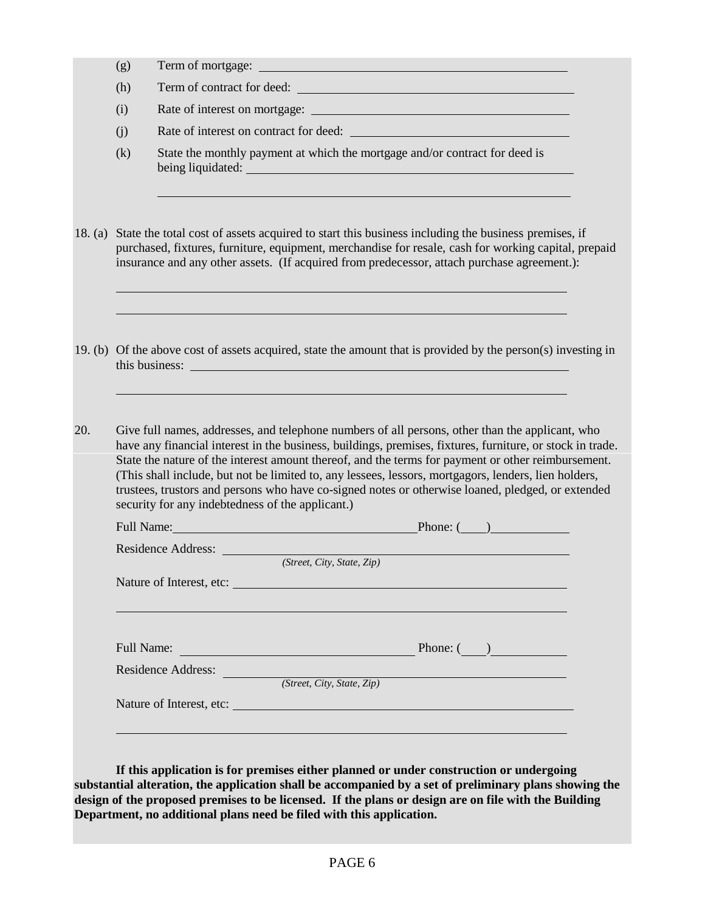(g) Term of mortgage: \_\_\_\_\_\_\_\_\_\_\_\_\_\_\_\_\_\_\_\_\_\_\_\_\_\_\_\_\_\_

(h) Term of contract for deed: \_\_\_\_\_\_\_\_\_\_\_\_\_\_\_\_\_\_\_\_\_\_\_\_\_\_\_\_\_\_

(i) Rate of interest on mortgage: \_\_\_\_\_\_\_\_\_\_\_\_\_\_\_\_\_\_\_\_\_\_\_\_\_\_\_\_\_\_

(j) Rate of interest on contract for deed: \_\_\_\_\_\_\_\_\_\_\_\_\_\_\_\_\_\_\_\_\_\_\_\_\_\_\_\_\_\_

(k) State the monthly payment at which the mortgage and/or contract for deed is being liquidated: \_\_\_\_\_\_\_\_\_\_\_\_\_\_\_\_\_\_\_\_\_\_\_\_\_\_\_\_\_\_

\_\_\_\_\_\_\_\_\_\_\_\_\_\_\_\_\_\_\_\_\_\_\_\_\_\_\_\_\_\_

18. (a) State the total cost of assets acquired to start this business including the business premises, if purchased, fixtures, furniture, equipment, merchandise for resale, cash for working capital, prepaid insurance and any other assets. (If acquired from predecessor, attach purchase agreement.):

\_\_\_\_\_\_\_\_\_\_\_\_\_\_\_\_\_\_\_\_\_\_\_\_\_\_\_\_\_\_

\_\_\_\_\_\_\_\_\_\_\_\_\_\_\_\_\_\_\_\_\_\_\_\_\_\_\_\_\_\_

19. (b) Of the above cost of assets acquired, state the amount that is provided by the person(s) investing in this business: \_\_\_\_\_\_\_\_\_\_\_\_\_\_\_\_\_\_\_\_\_\_\_\_\_\_\_\_\_\_

\_\_\_\_\_\_\_\_\_\_\_\_\_\_\_\_\_\_\_\_\_\_\_\_\_\_\_\_\_\_

20. Give full names, addresses, and telephone numbers of all persons, other than the applicant, who have any financial interest in the business, buildings, premises, fixtures, furniture, or stock in trade. State the nature of the interest amount thereof, and the terms for payment or other reimbursement. (This shall include, but not be limited to, any lessees, lessors, mortgagors, lenders, lien holders, trustees, trustors and persons who have co-signed notes or otherwise loaned, pledged, or extended security for any indebtedness of the applicant.)

Full Name: \_\_\_\_\_\_\_\_\_\_\_\_\_\_\_\_\_\_\_\_ Phone: (\_\_\_\_) \_\_\_\_\_\_\_\_\_\_

Residence Address: \_\_\_\_\_\_\_\_\_\_\_\_\_\_\_\_\_\_\_\_\_\_\_\_\_\_\_\_\_\_
*(Street, City, State, Zip)*

Nature of Interest, etc: \_\_\_\_\_\_\_\_\_\_\_\_\_\_\_\_\_\_\_\_\_\_\_\_\_\_\_\_\_\_

\_\_\_\_\_\_\_\_\_\_\_\_\_\_\_\_\_\_\_\_\_\_\_\_\_\_\_\_\_\_

Full Name: \_\_\_\_\_\_\_\_\_\_\_\_\_\_\_\_\_\_\_\_ Phone: (\_\_\_\_) \_\_\_\_\_\_\_\_\_\_

Residence Address: \_\_\_\_\_\_\_\_\_\_\_\_\_\_\_\_\_\_\_\_\_\_\_\_\_\_\_\_\_\_
*(Street, City, State, Zip)*

Nature of Interest, etc: \_\_\_\_\_\_\_\_\_\_\_\_\_\_\_\_\_\_\_\_\_\_\_\_\_\_\_\_\_\_

\_\_\_\_\_\_\_\_\_\_\_\_\_\_\_\_\_\_\_\_\_\_\_\_\_\_\_\_\_\_

**If this application is for premises either planned or under construction or undergoing substantial alteration, the application shall be accompanied by a set of preliminary plans showing the design of the proposed premises to be licensed. If the plans or design are on file with the Building Department, no additional plans need be filed with this application.**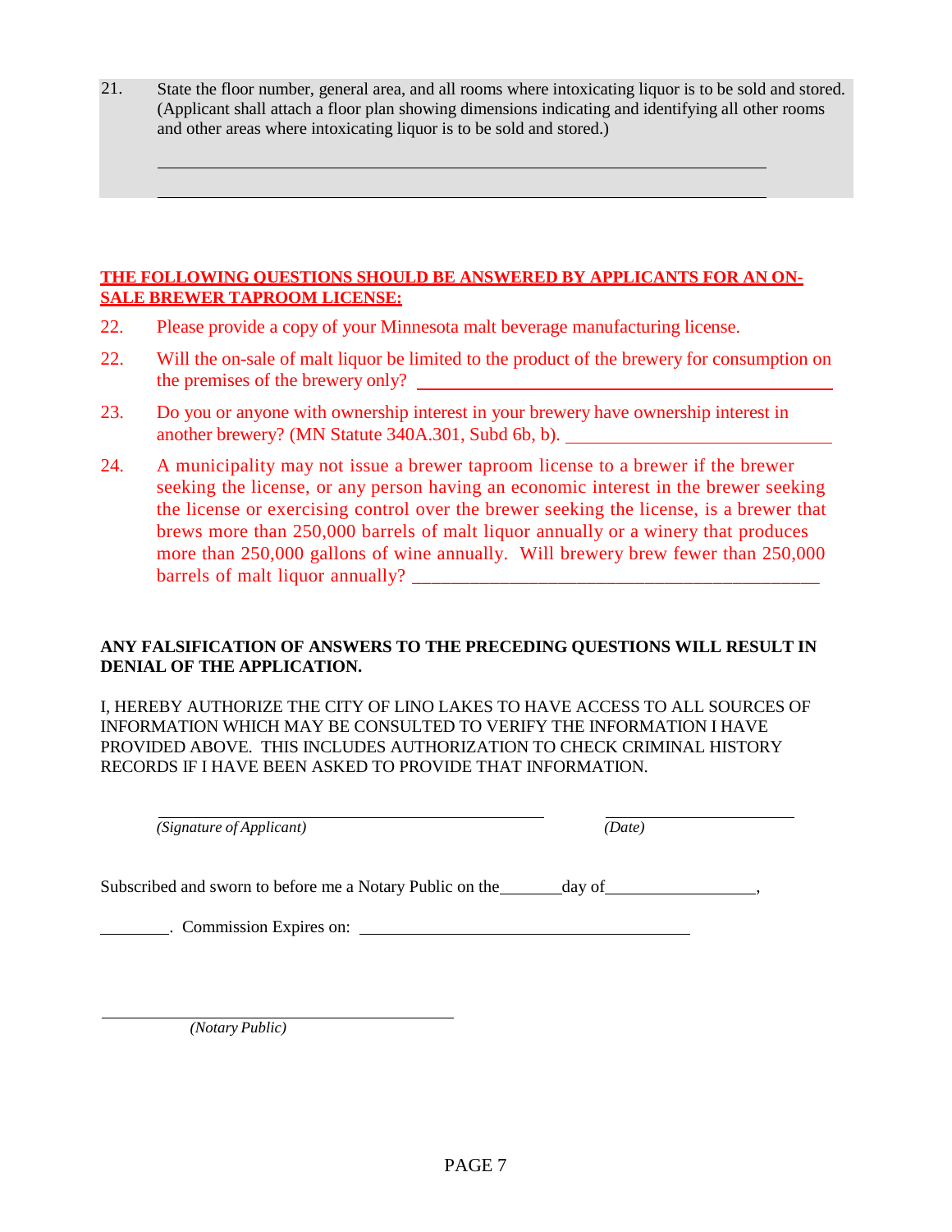21. State the floor number, general area, and all rooms where intoxicating liquor is to be sold and stored. (Applicant shall attach a floor plan showing dimensions indicating and identifying all other rooms and other areas where intoxicating liquor is to be sold and stored.)

\_\_\_\_\_\_\_\_\_\_\_\_\_\_\_\_\_\_\_\_\_\_\_\_\_\_\_\_\_\_\_\_\_\_\_\_\_\_\_\_\_\_\_\_\_\_\_\_\_\_\_\_\_\_\_\_\_\_\_\_

\_\_\_\_\_\_\_\_\_\_\_\_\_\_\_\_\_\_\_\_\_\_\_\_\_\_\_\_\_\_\_\_\_\_\_\_\_\_\_\_\_\_\_\_\_\_\_\_\_\_\_\_\_\_\_\_\_\_\_\_

**THE FOLLOWING QUESTIONS SHOULD BE ANSWERED BY APPLICANTS FOR AN ON-SALE BREWER TAPROOM LICENSE:**

22. Please provide a copy of your Minnesota malt beverage manufacturing license.

22. Will the on-sale of malt liquor be limited to the product of the brewery for consumption on the premises of the brewery only? \_\_\_\_\_\_\_\_\_\_\_\_\_\_\_\_\_\_\_\_\_\_\_\_\_\_\_\_\_\_\_\_\_\_\_\_\_\_\_\_

23. Do you or anyone with ownership interest in your brewery have ownership interest in another brewery? (MN Statute 340A.301, Subd 6b, b). \_\_\_\_\_\_\_\_\_\_\_\_\_\_\_\_\_\_\_\_\_\_\_\_\_\_

24. A municipality may not issue a brewer taproom license to a brewer if the brewer seeking the license, or any person having an economic interest in the brewer seeking the license or exercising control over the brewer seeking the license, is a brewer that brews more than 250,000 barrels of malt liquor annually or a winery that produces more than 250,000 gallons of wine annually. Will brewery brew fewer than 250,000 barrels of malt liquor annually? \_\_\_\_\_\_\_\_\_\_\_\_\_\_\_\_\_\_\_\_\_\_\_\_\_\_\_\_\_\_\_\_\_\_\_\_\_\_\_\_\_\_

**ANY FALSIFICATION OF ANSWERS TO THE PRECEDING QUESTIONS WILL RESULT IN DENIAL OF THE APPLICATION.**

I, HEREBY AUTHORIZE THE CITY OF LINO LAKES TO HAVE ACCESS TO ALL SOURCES OF INFORMATION WHICH MAY BE CONSULTED TO VERIFY THE INFORMATION I HAVE PROVIDED ABOVE. THIS INCLUDES AUTHORIZATION TO CHECK CRIMINAL HISTORY RECORDS IF I HAVE BEEN ASKED TO PROVIDE THAT INFORMATION.

\_\_\_\_\_\_\_\_\_\_\_\_\_\_\_\_\_\_\_\_\_\_\_\_\_\_\_\_\_\_\_\_\_\_\_\_\_\_\_\_ \_\_\_\_\_\_\_\_\_\_\_\_\_\_\_\_\_\_\_\_

*(Signature of Applicant)* *(Date)*

Subscribed and sworn to before me a Notary Public on the\_\_\_\_\_\_\_day of\_\_\_\_\_\_\_\_\_\_\_\_\_\_\_\_\_,

\_\_\_\_\_\_\_\_. Commission Expires on: \_\_\_\_\_\_\_\_\_\_\_\_\_\_\_\_\_\_\_\_\_\_\_\_\_\_\_\_\_\_\_\_\_\_\_\_\_\_

\_\_\_\_\_\_\_\_\_\_\_\_\_\_\_\_\_\_\_\_\_\_\_\_\_\_\_\_\_\_\_\_\_\_\_\_\_\_

*(Notary Public)*